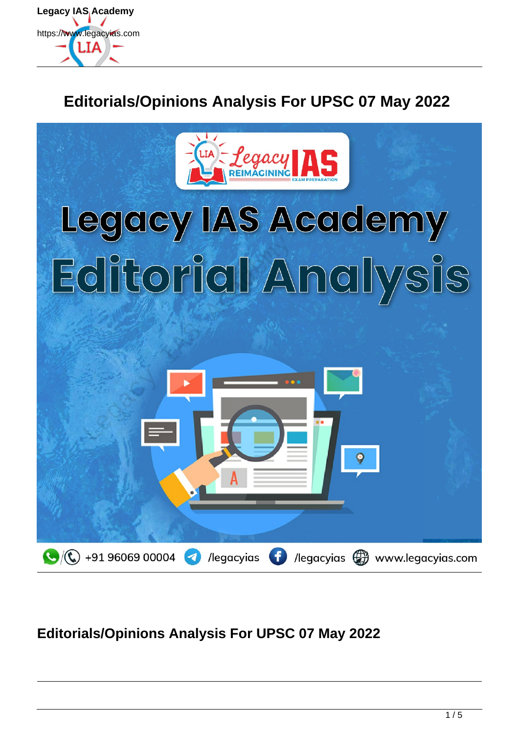# Editorials/Opinions Analysis For UPSC 07 May 2022

## Editorials/Opinions Analysis For UPSC 07 May 2022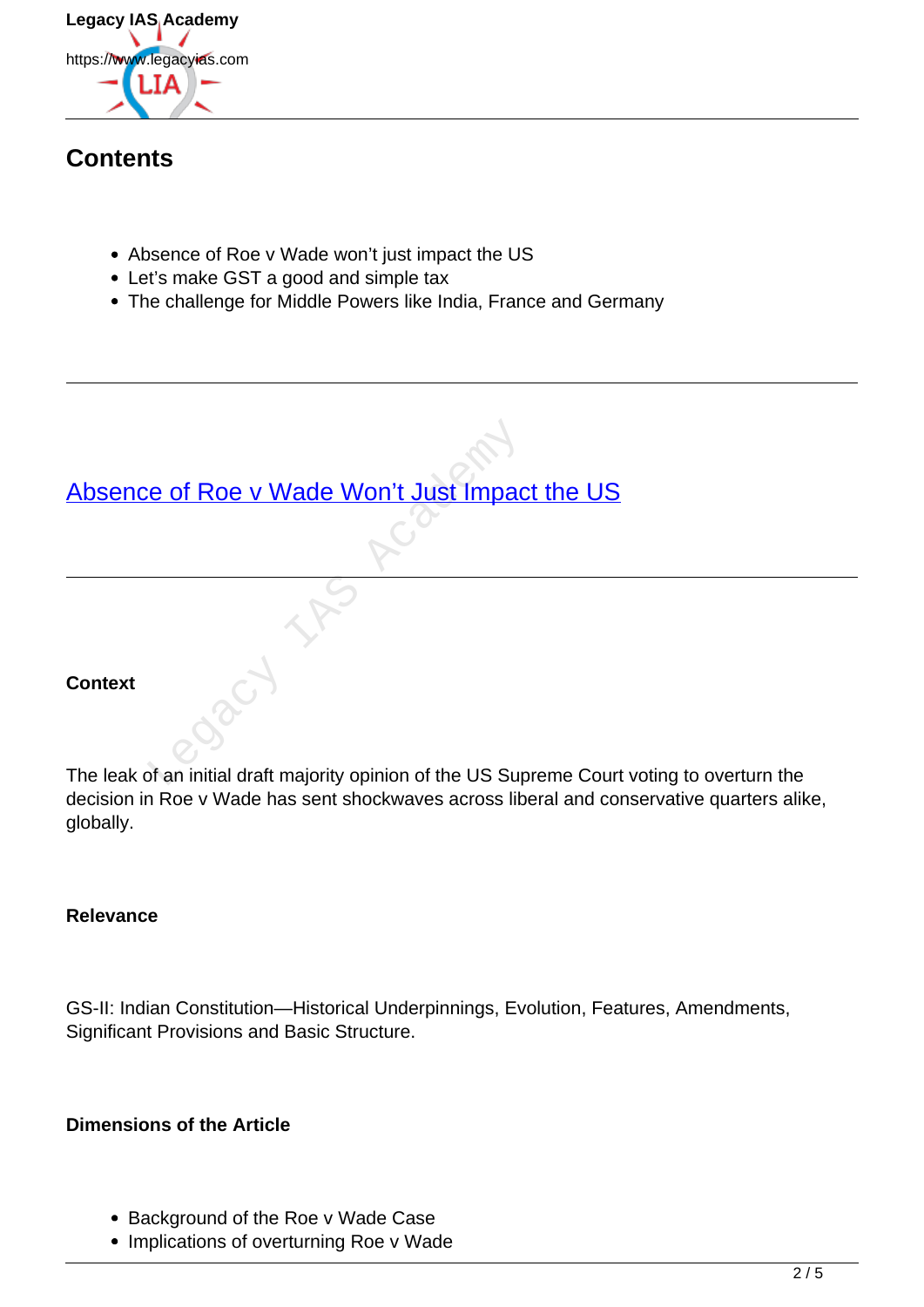## Contents

- Absence of Roe v Wade won't just impact the US
- Let's make GST a good and simple tax
- The challenge for Middle Powers like India, France and Germany

---

## Absence of Roe v Wade Won't Just Impact the US

---

**Context**

The leak of an initial draft majority opinion of the US Supreme Court voting to overturn the decision in Roe v Wade has sent shockwaves across liberal and conservative quarters alike, globally.

**Relevance**

GS-II: Indian Constitution—Historical Underpinnings, Evolution, Features, Amendments, Significant Provisions and Basic Structure.

**Dimensions of the Article**

- Background of the Roe v Wade Case
- Implications of overturning Roe v Wade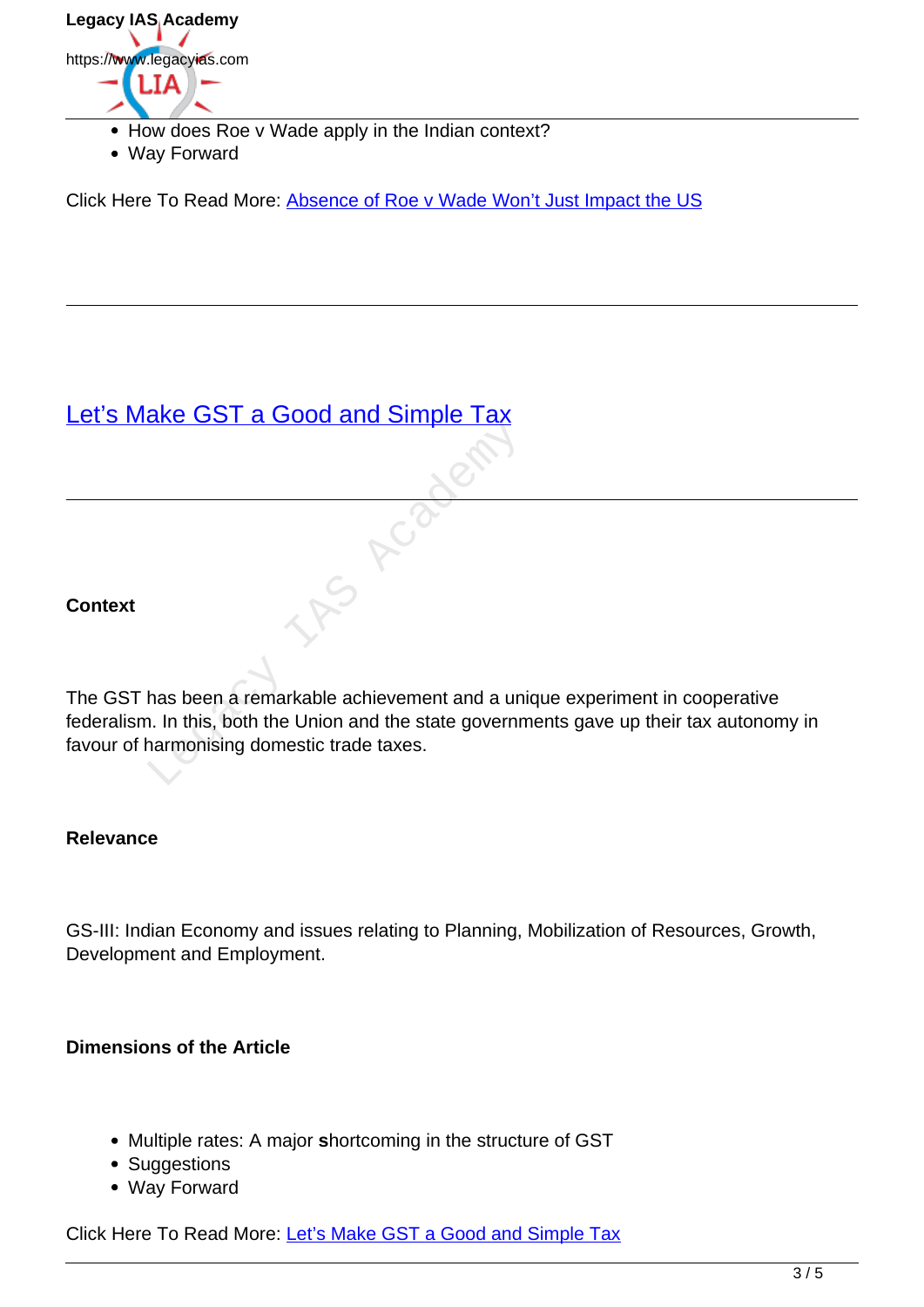- How does Roe v Wade apply in the Indian context?
- Way Forward

Click Here To Read More: [Absence of Roe v Wade Won't Just Impact the US]()

---

## [Let's Make GST a Good and Simple Tax]()

---

**Context**

The GST has been a remarkable achievement and a unique experiment in cooperative federalism. In this, both the Union and the state governments gave up their tax autonomy in favour of harmonising domestic trade taxes.

**Relevance**

GS-III: Indian Economy and issues relating to Planning, Mobilization of Resources, Growth, Development and Employment.

**Dimensions of the Article**

- Multiple rates: A major **s**hortcoming in the structure of GST
- Suggestions
- Way Forward

Click Here To Read More: [Let's Make GST a Good and Simple Tax]()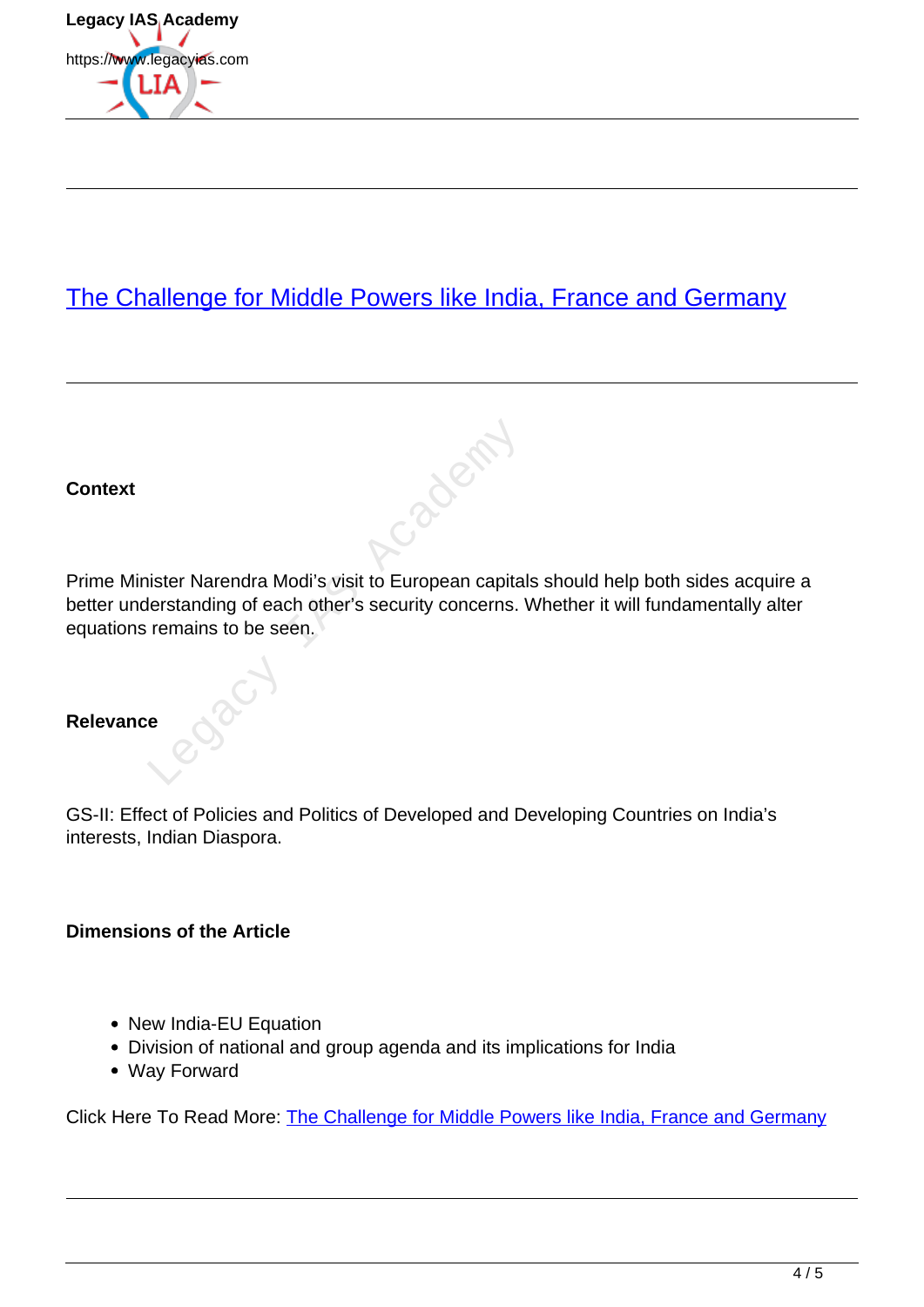## The Challenge for Middle Powers like India, France and Germany

**Context**

Prime Minister Narendra Modi's visit to European capitals should help both sides acquire a better understanding of each other's security concerns. Whether it will fundamentally alter equations remains to be seen.

**Relevance**

GS-II: Effect of Policies and Politics of Developed and Developing Countries on India's interests, Indian Diaspora.

**Dimensions of the Article**

- New India-EU Equation
- Division of national and group agenda and its implications for India
- Way Forward

Click Here To Read More: The Challenge for Middle Powers like India, France and Germany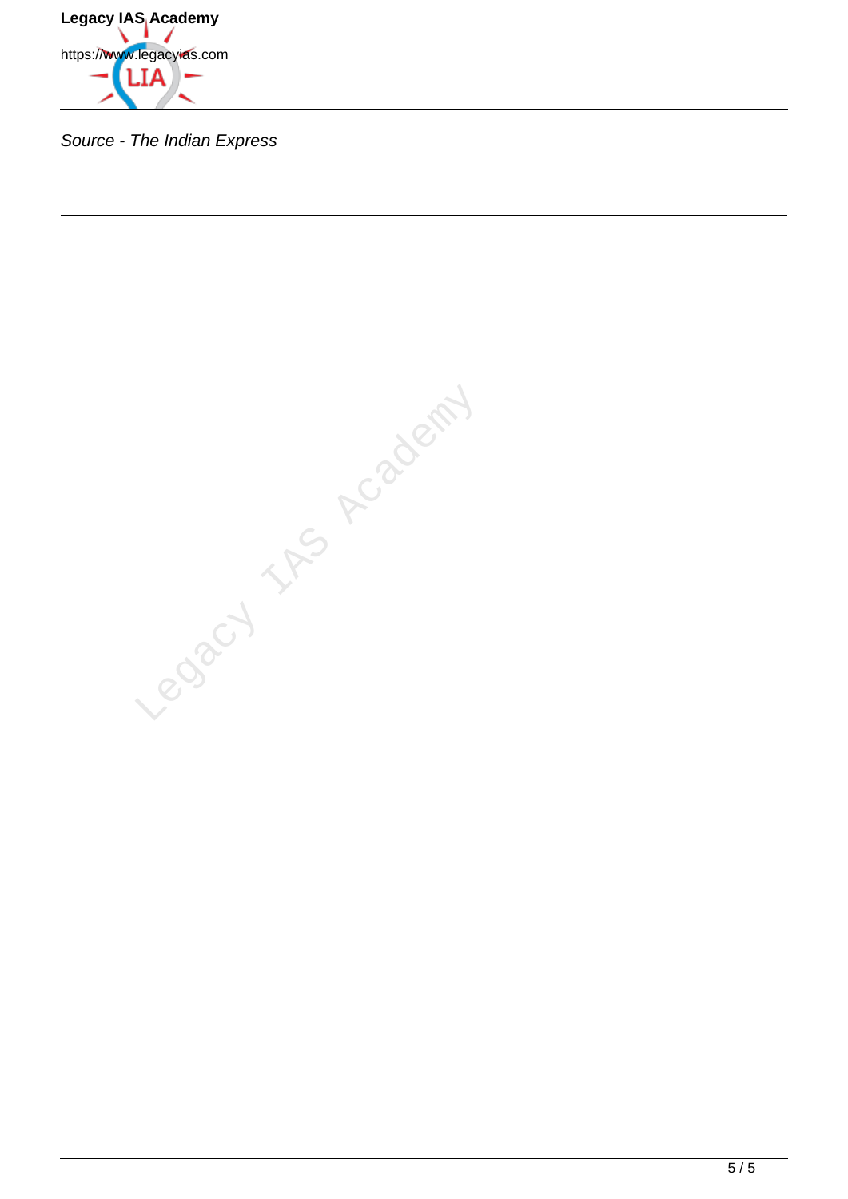*Source - The Indian Express*

---